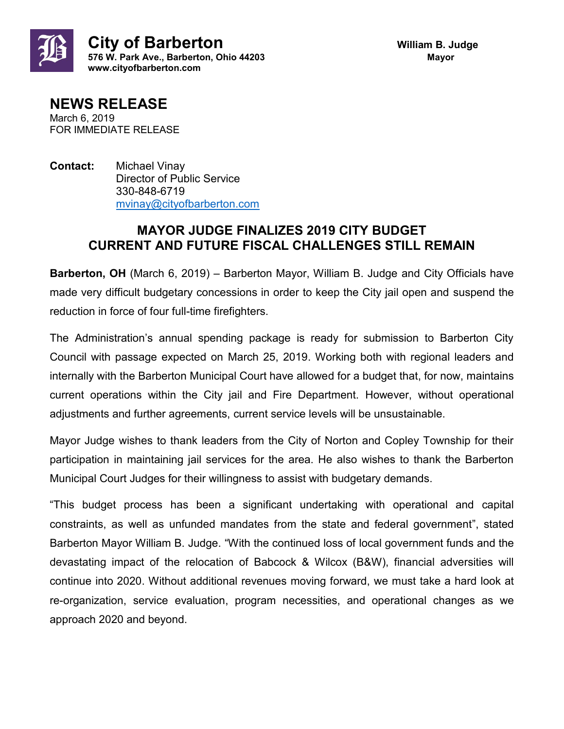**City of Barberton**
**576 W. Park Ave., Barberton, Ohio 44203**
**www.cityofbarberton.com**

**William B. Judge**
**Mayor**

# NEWS RELEASE

March 6, 2019
FOR IMMEDIATE RELEASE

**Contact:** Michael Vinay
Director of Public Service
330-848-6719
mvinay@cityofbarberton.com

## MAYOR JUDGE FINALIZES 2019 CITY BUDGET
## CURRENT AND FUTURE FISCAL CHALLENGES STILL REMAIN

**Barberton, OH** (March 6, 2019) – Barberton Mayor, William B. Judge and City Officials have made very difficult budgetary concessions in order to keep the City jail open and suspend the reduction in force of four full-time firefighters.

The Administration's annual spending package is ready for submission to Barberton City Council with passage expected on March 25, 2019. Working both with regional leaders and internally with the Barberton Municipal Court have allowed for a budget that, for now, maintains current operations within the City jail and Fire Department. However, without operational adjustments and further agreements, current service levels will be unsustainable.

Mayor Judge wishes to thank leaders from the City of Norton and Copley Township for their participation in maintaining jail services for the area. He also wishes to thank the Barberton Municipal Court Judges for their willingness to assist with budgetary demands.

"This budget process has been a significant undertaking with operational and capital constraints, as well as unfunded mandates from the state and federal government", stated Barberton Mayor William B. Judge. "With the continued loss of local government funds and the devastating impact of the relocation of Babcock & Wilcox (B&W), financial adversities will continue into 2020. Without additional revenues moving forward, we must take a hard look at re-organization, service evaluation, program necessities, and operational changes as we approach 2020 and beyond.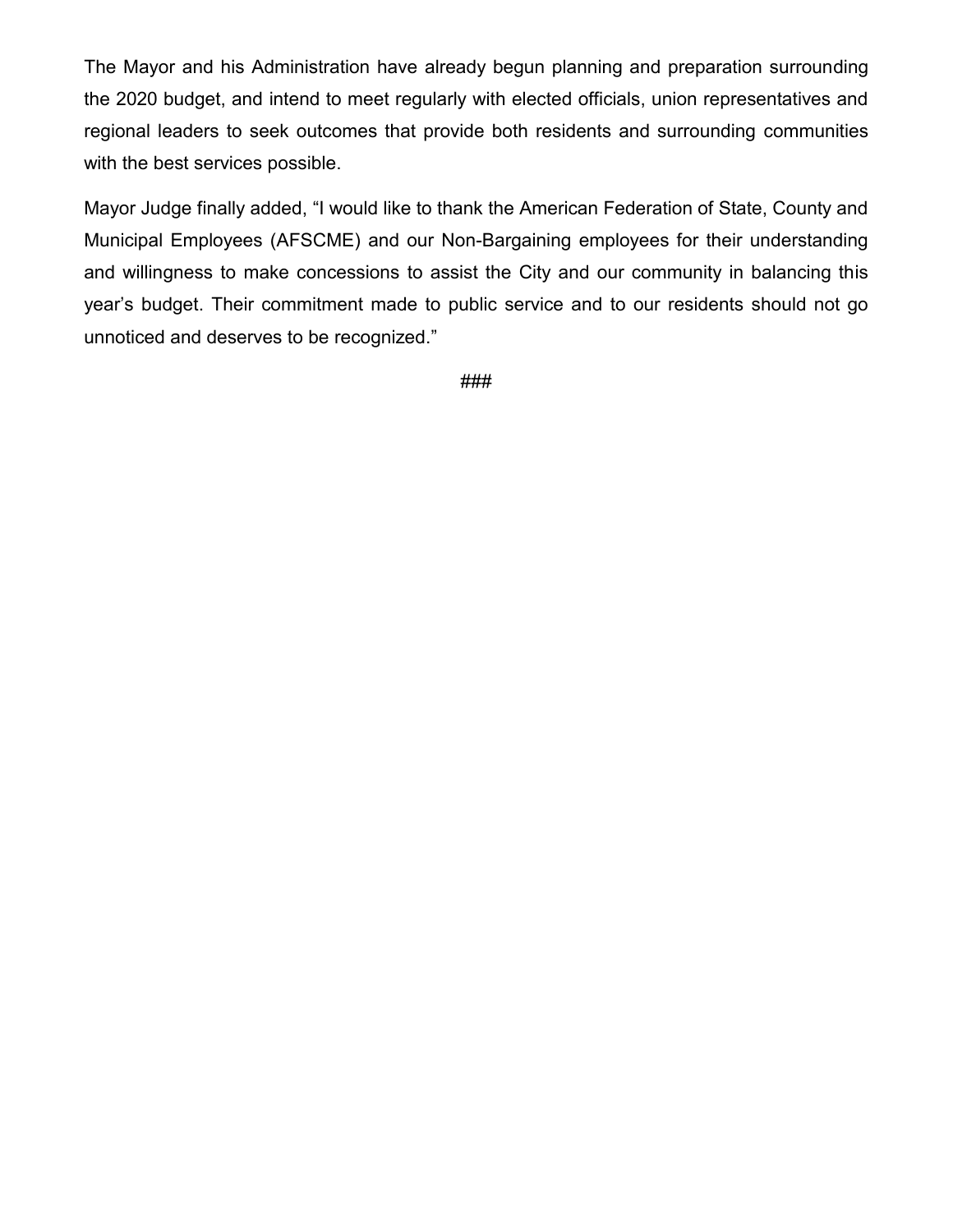The Mayor and his Administration have already begun planning and preparation surrounding the 2020 budget, and intend to meet regularly with elected officials, union representatives and regional leaders to seek outcomes that provide both residents and surrounding communities with the best services possible.

Mayor Judge finally added, "I would like to thank the American Federation of State, County and Municipal Employees (AFSCME) and our Non-Bargaining employees for their understanding and willingness to make concessions to assist the City and our community in balancing this year's budget. Their commitment made to public service and to our residents should not go unnoticed and deserves to be recognized."

###